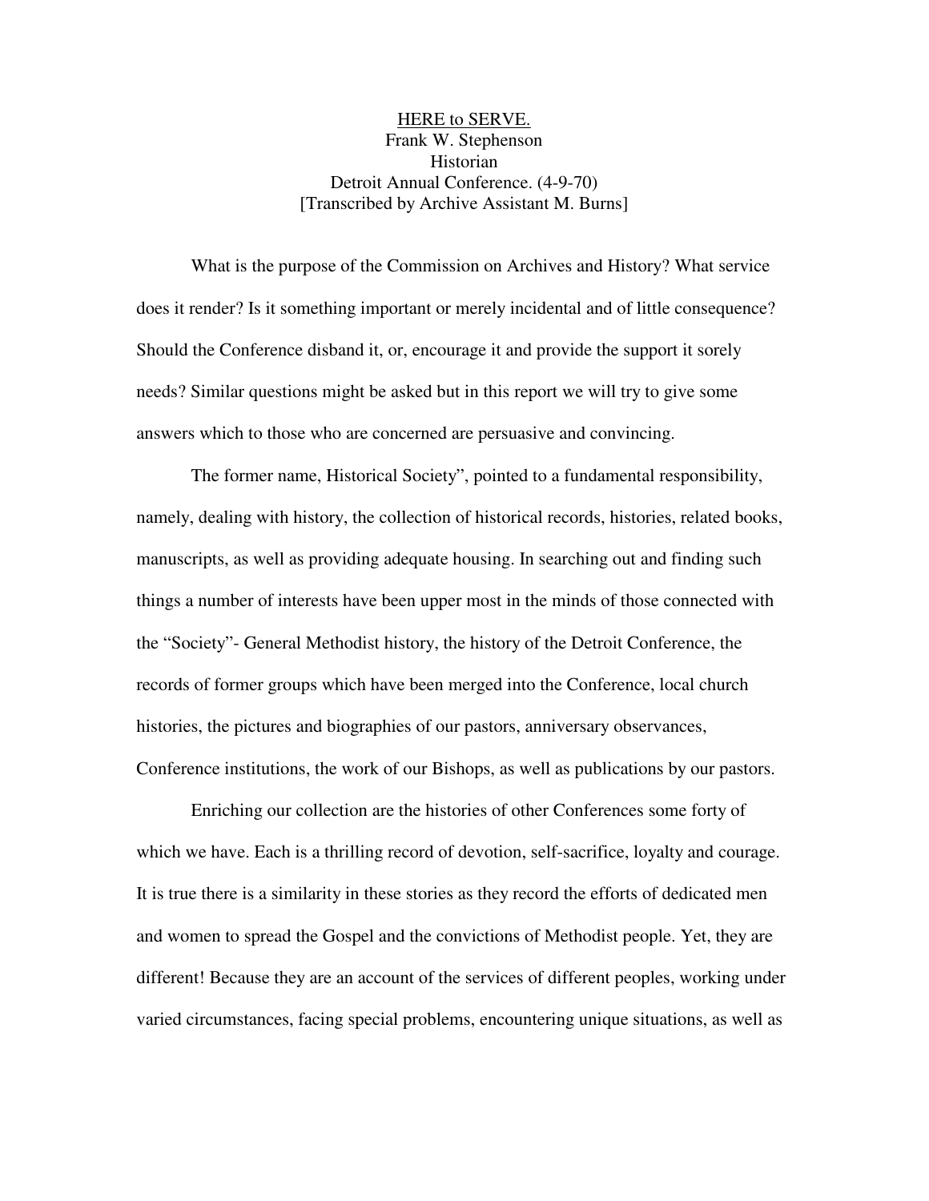<u>HERE to SERVE.</u>

Frank W. Stephenson

Historian

Detroit Annual Conference. (4-9-70)

[Transcribed by Archive Assistant M. Burns]

What is the purpose of the Commission on Archives and History? What service does it render? Is it something important or merely incidental and of little consequence? Should the Conference disband it, or, encourage it and provide the support it sorely needs? Similar questions might be asked but in this report we will try to give some answers which to those who are concerned are persuasive and convincing.

The former name, Historical Society", pointed to a fundamental responsibility, namely, dealing with history, the collection of historical records, histories, related books, manuscripts, as well as providing adequate housing. In searching out and finding such things a number of interests have been upper most in the minds of those connected with the "Society"- General Methodist history, the history of the Detroit Conference, the records of former groups which have been merged into the Conference, local church histories, the pictures and biographies of our pastors, anniversary observances, Conference institutions, the work of our Bishops, as well as publications by our pastors.

Enriching our collection are the histories of other Conferences some forty of which we have. Each is a thrilling record of devotion, self-sacrifice, loyalty and courage. It is true there is a similarity in these stories as they record the efforts of dedicated men and women to spread the Gospel and the convictions of Methodist people. Yet, they are different! Because they are an account of the services of different peoples, working under varied circumstances, facing special problems, encountering unique situations, as well as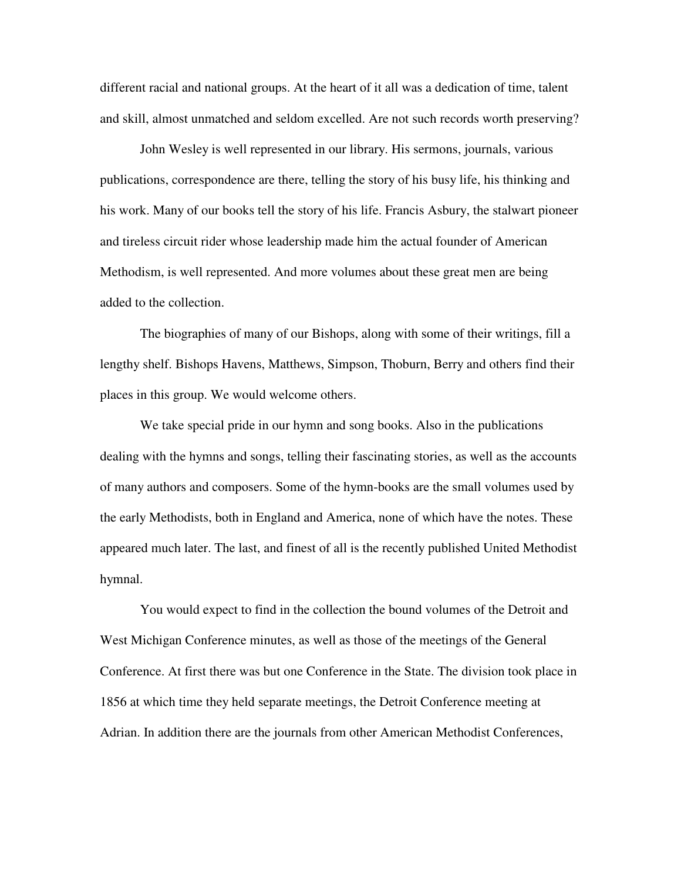different racial and national groups. At the heart of it all was a dedication of time, talent and skill, almost unmatched and seldom excelled. Are not such records worth preserving?

John Wesley is well represented in our library. His sermons, journals, various publications, correspondence are there, telling the story of his busy life, his thinking and his work. Many of our books tell the story of his life. Francis Asbury, the stalwart pioneer and tireless circuit rider whose leadership made him the actual founder of American Methodism, is well represented. And more volumes about these great men are being added to the collection.

The biographies of many of our Bishops, along with some of their writings, fill a lengthy shelf. Bishops Havens, Matthews, Simpson, Thoburn, Berry and others find their places in this group. We would welcome others.

We take special pride in our hymn and song books. Also in the publications dealing with the hymns and songs, telling their fascinating stories, as well as the accounts of many authors and composers. Some of the hymn-books are the small volumes used by the early Methodists, both in England and America, none of which have the notes. These appeared much later. The last, and finest of all is the recently published United Methodist hymnal.

You would expect to find in the collection the bound volumes of the Detroit and West Michigan Conference minutes, as well as those of the meetings of the General Conference. At first there was but one Conference in the State. The division took place in 1856 at which time they held separate meetings, the Detroit Conference meeting at Adrian. In addition there are the journals from other American Methodist Conferences,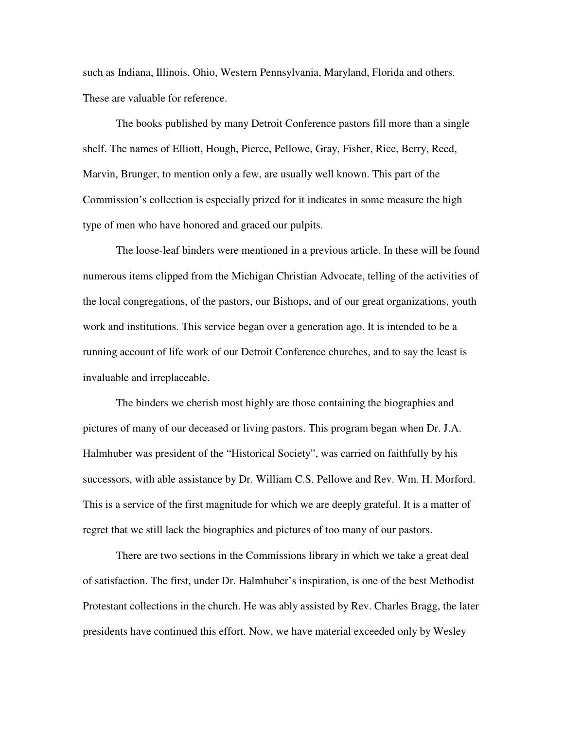such as Indiana, Illinois, Ohio, Western Pennsylvania, Maryland, Florida and others. These are valuable for reference.

The books published by many Detroit Conference pastors fill more than a single shelf. The names of Elliott, Hough, Pierce, Pellowe, Gray, Fisher, Rice, Berry, Reed, Marvin, Brunger, to mention only a few, are usually well known. This part of the Commission's collection is especially prized for it indicates in some measure the high type of men who have honored and graced our pulpits.

The loose-leaf binders were mentioned in a previous article. In these will be found numerous items clipped from the Michigan Christian Advocate, telling of the activities of the local congregations, of the pastors, our Bishops, and of our great organizations, youth work and institutions. This service began over a generation ago. It is intended to be a running account of life work of our Detroit Conference churches, and to say the least is invaluable and irreplaceable.

The binders we cherish most highly are those containing the biographies and pictures of many of our deceased or living pastors. This program began when Dr. J.A. Halmhuber was president of the "Historical Society", was carried on faithfully by his successors, with able assistance by Dr. William C.S. Pellowe and Rev. Wm. H. Morford. This is a service of the first magnitude for which we are deeply grateful. It is a matter of regret that we still lack the biographies and pictures of too many of our pastors.

There are two sections in the Commissions library in which we take a great deal of satisfaction. The first, under Dr. Halmhuber's inspiration, is one of the best Methodist Protestant collections in the church. He was ably assisted by Rev. Charles Bragg, the later presidents have continued this effort. Now, we have material exceeded only by Wesley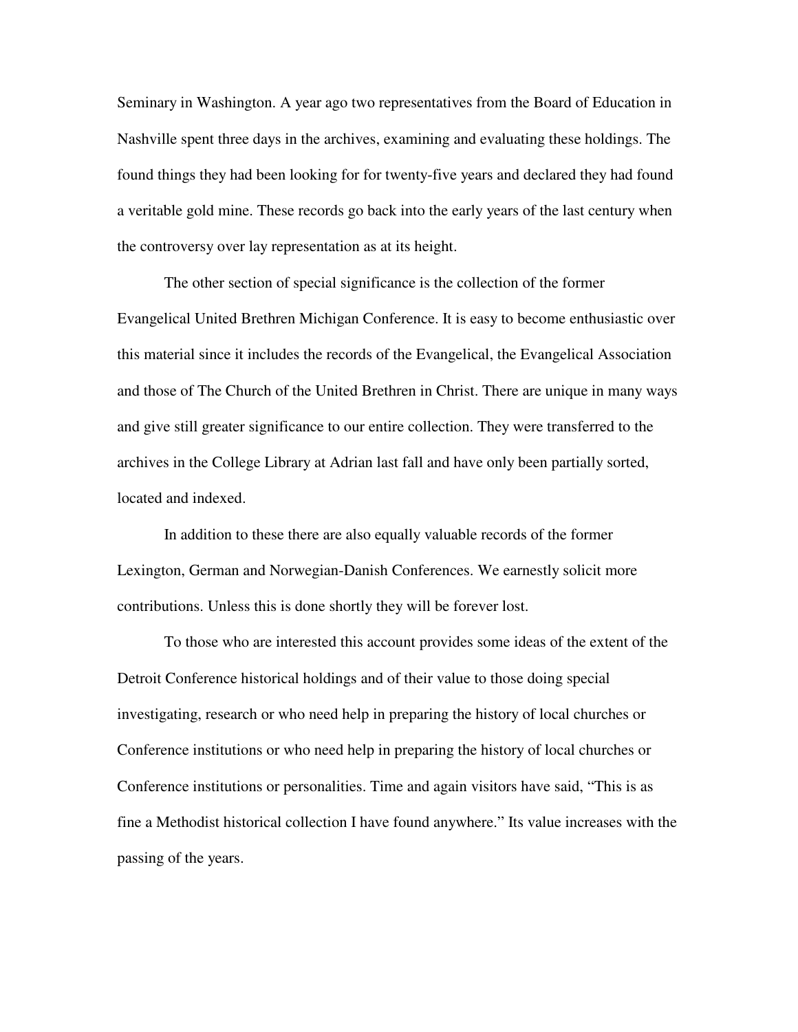Seminary in Washington. A year ago two representatives from the Board of Education in Nashville spent three days in the archives, examining and evaluating these holdings. The found things they had been looking for for twenty-five years and declared they had found a veritable gold mine. These records go back into the early years of the last century when the controversy over lay representation as at its height.

The other section of special significance is the collection of the former Evangelical United Brethren Michigan Conference. It is easy to become enthusiastic over this material since it includes the records of the Evangelical, the Evangelical Association and those of The Church of the United Brethren in Christ. There are unique in many ways and give still greater significance to our entire collection. They were transferred to the archives in the College Library at Adrian last fall and have only been partially sorted, located and indexed.

In addition to these there are also equally valuable records of the former Lexington, German and Norwegian-Danish Conferences. We earnestly solicit more contributions. Unless this is done shortly they will be forever lost.

To those who are interested this account provides some ideas of the extent of the Detroit Conference historical holdings and of their value to those doing special investigating, research or who need help in preparing the history of local churches or Conference institutions or who need help in preparing the history of local churches or Conference institutions or personalities. Time and again visitors have said, "This is as fine a Methodist historical collection I have found anywhere." Its value increases with the passing of the years.